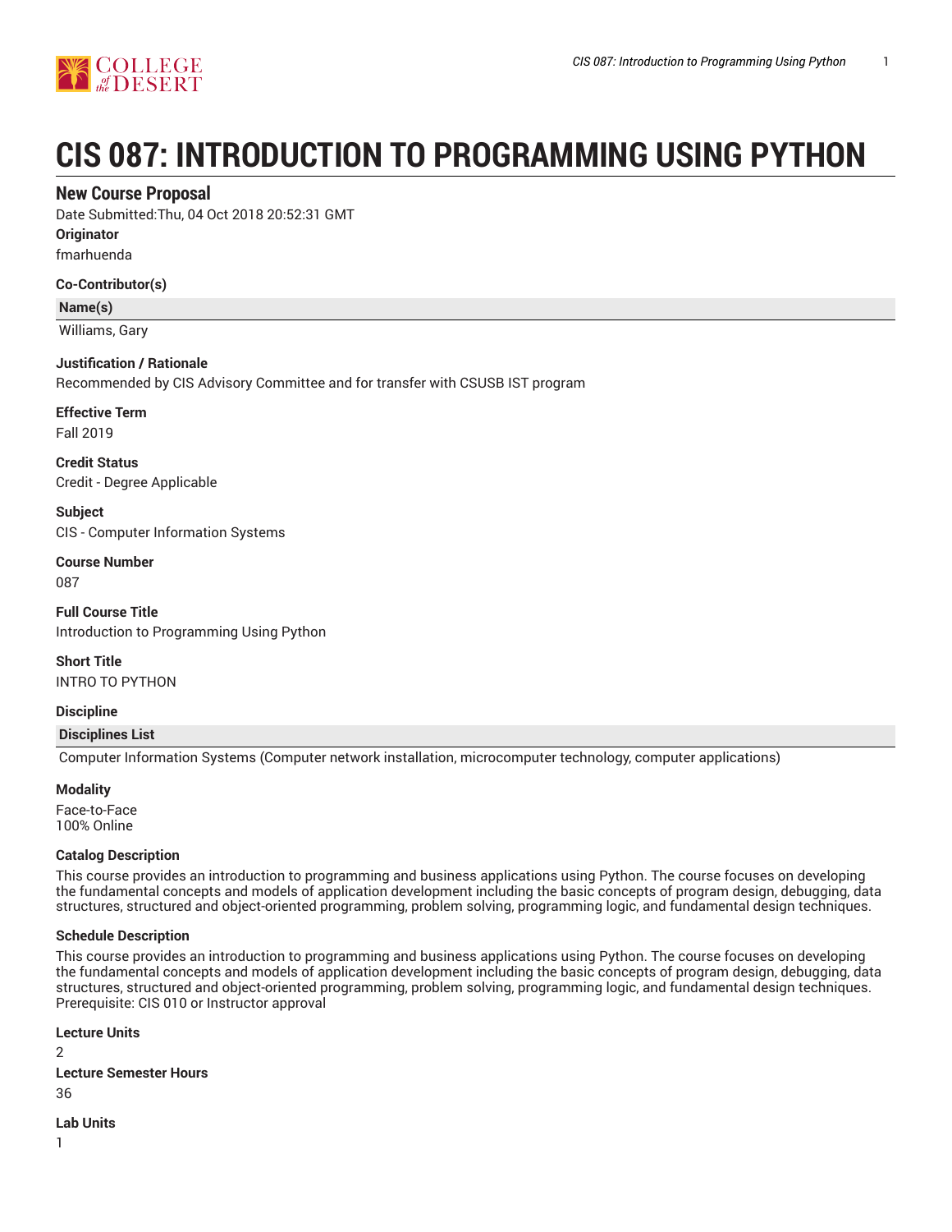# CIS 087: INTRODUCTION TO PROGRAMMING USING PYTHON

## New Course Proposal

Date Submitted:Thu, 04 Oct 2018 20:52:31 GMT

**Originator**

fmarhuenda

**Co-Contributor(s)**

| Name(s) |
| --- |
| Williams, Gary |

**Justification / Rationale**

Recommended by CIS Advisory Committee and for transfer with CSUSB IST program

**Effective Term**

Fall 2019

**Credit Status**

Credit - Degree Applicable

**Subject**

CIS - Computer Information Systems

**Course Number**

087

**Full Course Title**

Introduction to Programming Using Python

**Short Title**

INTRO TO PYTHON

**Discipline**

| Disciplines List |
| --- |
| Computer Information Systems (Computer network installation, microcomputer technology, computer applications) |

**Modality**

Face-to-Face
100% Online

**Catalog Description**

This course provides an introduction to programming and business applications using Python. The course focuses on developing the fundamental concepts and models of application development including the basic concepts of program design, debugging, data structures, structured and object-oriented programming, problem solving, programming logic, and fundamental design techniques.

**Schedule Description**

This course provides an introduction to programming and business applications using Python. The course focuses on developing the fundamental concepts and models of application development including the basic concepts of program design, debugging, data structures, structured and object-oriented programming, problem solving, programming logic, and fundamental design techniques.
Prerequisite: CIS 010 or Instructor approval

**Lecture Units**

2

**Lecture Semester Hours**

36

**Lab Units**

1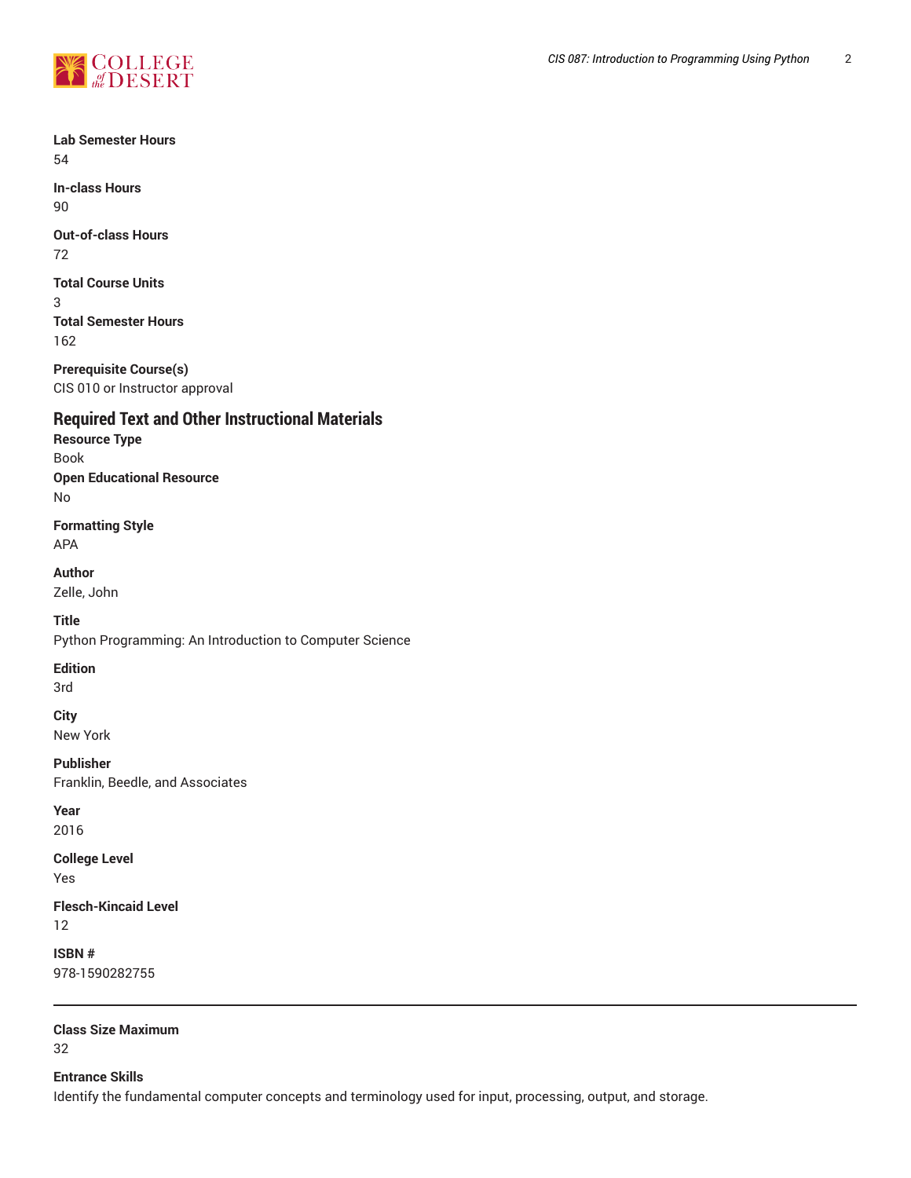**Lab Semester Hours**
54

**In-class Hours**
90

**Out-of-class Hours**
72

**Total Course Units**
3

**Total Semester Hours**
162

**Prerequisite Course(s)**
CIS 010 or Instructor approval

## Required Text and Other Instructional Materials

**Resource Type**
Book

**Open Educational Resource**
No

**Formatting Style**
APA

**Author**
Zelle, John

**Title**
Python Programming: An Introduction to Computer Science

**Edition**
3rd

**City**
New York

**Publisher**
Franklin, Beedle, and Associates

**Year**
2016

**College Level**
Yes

**Flesch-Kincaid Level**
12

**ISBN #**
978-1590282755

---

**Class Size Maximum**
32

**Entrance Skills**
Identify the fundamental computer concepts and terminology used for input, processing, output, and storage.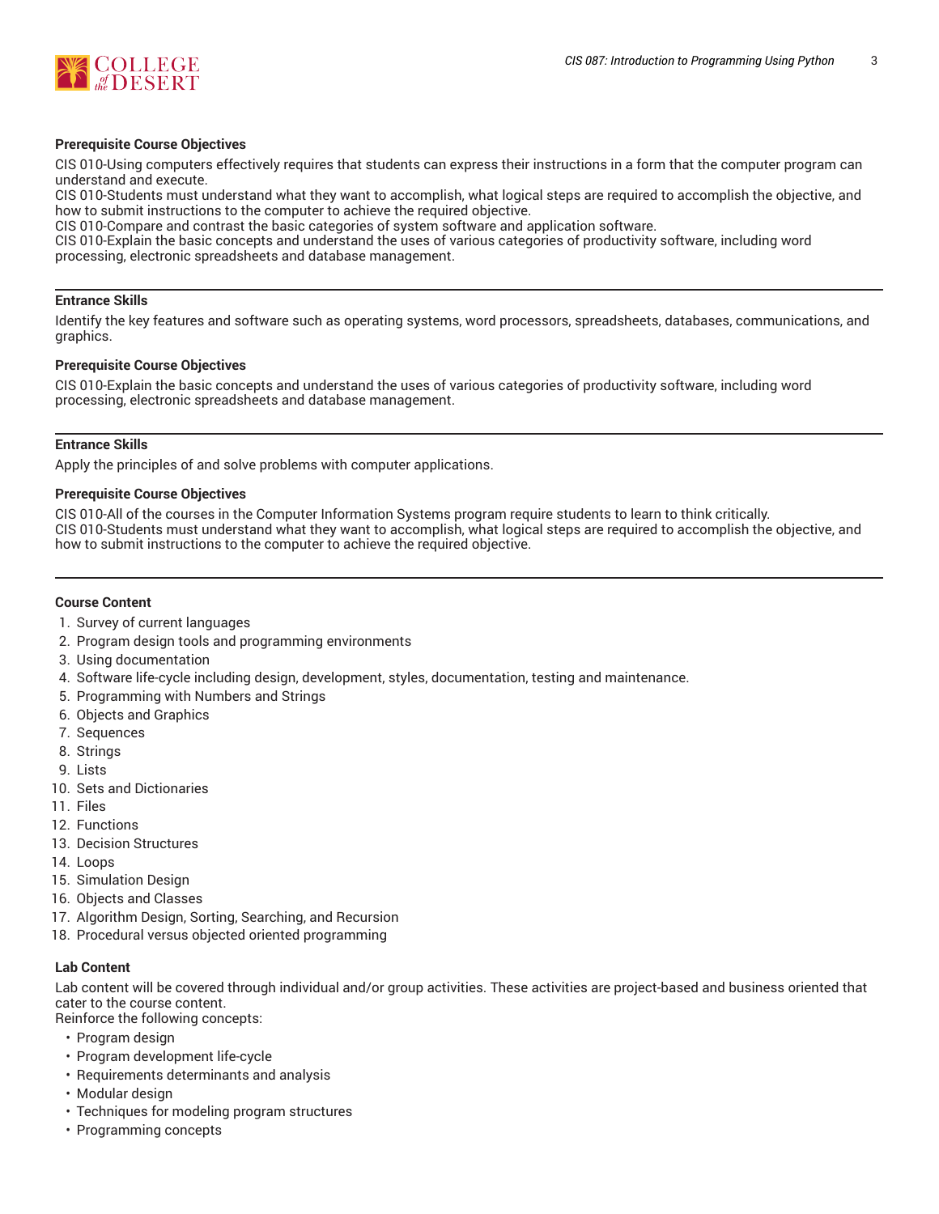**Prerequisite Course Objectives**

CIS 010-Using computers effectively requires that students can express their instructions in a form that the computer program can understand and execute.
CIS 010-Students must understand what they want to accomplish, what logical steps are required to accomplish the objective, and how to submit instructions to the computer to achieve the required objective.
CIS 010-Compare and contrast the basic categories of system software and application software.
CIS 010-Explain the basic concepts and understand the uses of various categories of productivity software, including word processing, electronic spreadsheets and database management.

---

**Entrance Skills**

Identify the key features and software such as operating systems, word processors, spreadsheets, databases, communications, and graphics.

**Prerequisite Course Objectives**

CIS 010-Explain the basic concepts and understand the uses of various categories of productivity software, including word processing, electronic spreadsheets and database management.

---

**Entrance Skills**

Apply the principles of and solve problems with computer applications.

**Prerequisite Course Objectives**

CIS 010-All of the courses in the Computer Information Systems program require students to learn to think critically.
CIS 010-Students must understand what they want to accomplish, what logical steps are required to accomplish the objective, and how to submit instructions to the computer to achieve the required objective.

---

**Course Content**

1. Survey of current languages
2. Program design tools and programming environments
3. Using documentation
4. Software life-cycle including design, development, styles, documentation, testing and maintenance.
5. Programming with Numbers and Strings
6. Objects and Graphics
7. Sequences
8. Strings
9. Lists
10. Sets and Dictionaries
11. Files
12. Functions
13. Decision Structures
14. Loops
15. Simulation Design
16. Objects and Classes
17. Algorithm Design, Sorting, Searching, and Recursion
18. Procedural versus objected oriented programming

**Lab Content**

Lab content will be covered through individual and/or group activities. These activities are project-based and business oriented that cater to the course content.
Reinforce the following concepts:

- Program design
- Program development life-cycle
- Requirements determinants and analysis
- Modular design
- Techniques for modeling program structures
- Programming concepts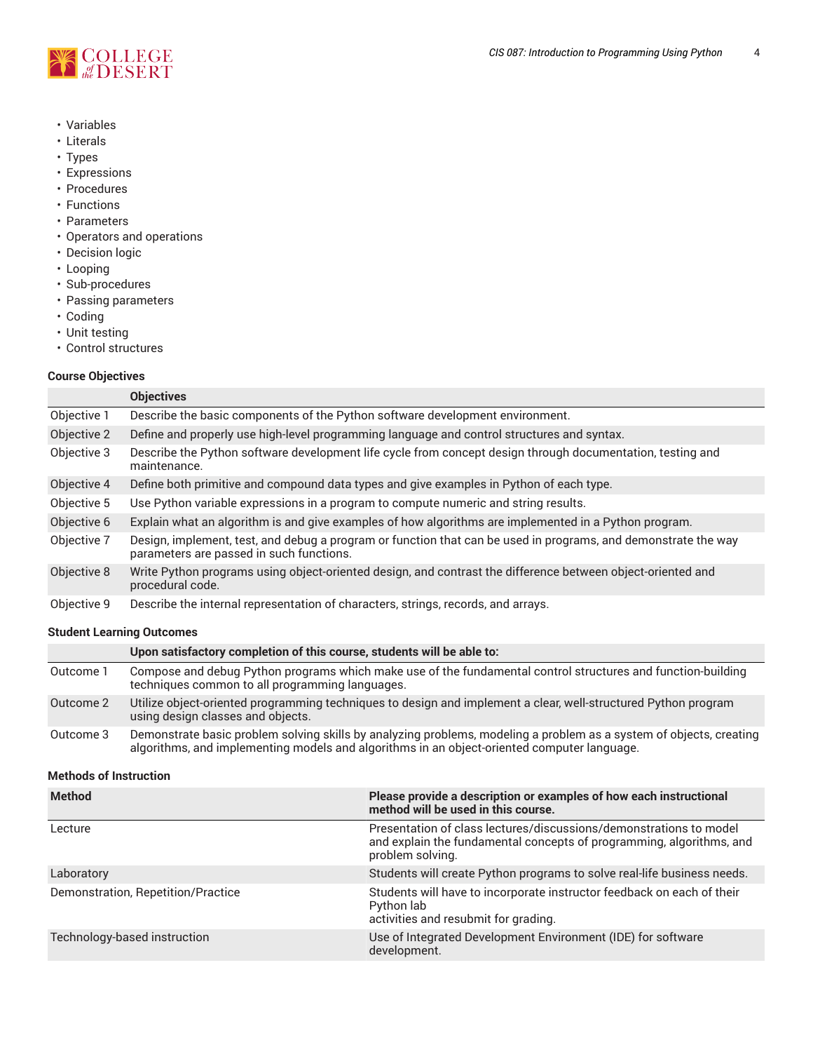- Variables
- Literals
- Types
- Expressions
- Procedures
- Functions
- Parameters
- Operators and operations
- Decision logic
- Looping
- Sub-procedures
- Passing parameters
- Coding
- Unit testing
- Control structures

### Course Objectives

| | Objectives |
|---|---|
| Objective 1 | Describe the basic components of the Python software development environment. |
| Objective 2 | Define and properly use high-level programming language and control structures and syntax. |
| Objective 3 | Describe the Python software development life cycle from concept design through documentation, testing and maintenance. |
| Objective 4 | Define both primitive and compound data types and give examples in Python of each type. |
| Objective 5 | Use Python variable expressions in a program to compute numeric and string results. |
| Objective 6 | Explain what an algorithm is and give examples of how algorithms are implemented in a Python program. |
| Objective 7 | Design, implement, test, and debug a program or function that can be used in programs, and demonstrate the way parameters are passed in such functions. |
| Objective 8 | Write Python programs using object-oriented design, and contrast the difference between object-oriented and procedural code. |
| Objective 9 | Describe the internal representation of characters, strings, records, and arrays. |

### Student Learning Outcomes

| | Upon satisfactory completion of this course, students will be able to: |
|---|---|
| Outcome 1 | Compose and debug Python programs which make use of the fundamental control structures and function-building techniques common to all programming languages. |
| Outcome 2 | Utilize object-oriented programming techniques to design and implement a clear, well-structured Python program using design classes and objects. |
| Outcome 3 | Demonstrate basic problem solving skills by analyzing problems, modeling a problem as a system of objects, creating algorithms, and implementing models and algorithms in an object-oriented computer language. |

### Methods of Instruction

| Method | Please provide a description or examples of how each instructional method will be used in this course. |
|---|---|
| Lecture | Presentation of class lectures/discussions/demonstrations to model and explain the fundamental concepts of programming, algorithms, and problem solving. |
| Laboratory | Students will create Python programs to solve real-life business needs. |
| Demonstration, Repetition/Practice | Students will have to incorporate instructor feedback on each of their Python lab activities and resubmit for grading. |
| Technology-based instruction | Use of Integrated Development Environment (IDE) for software development. |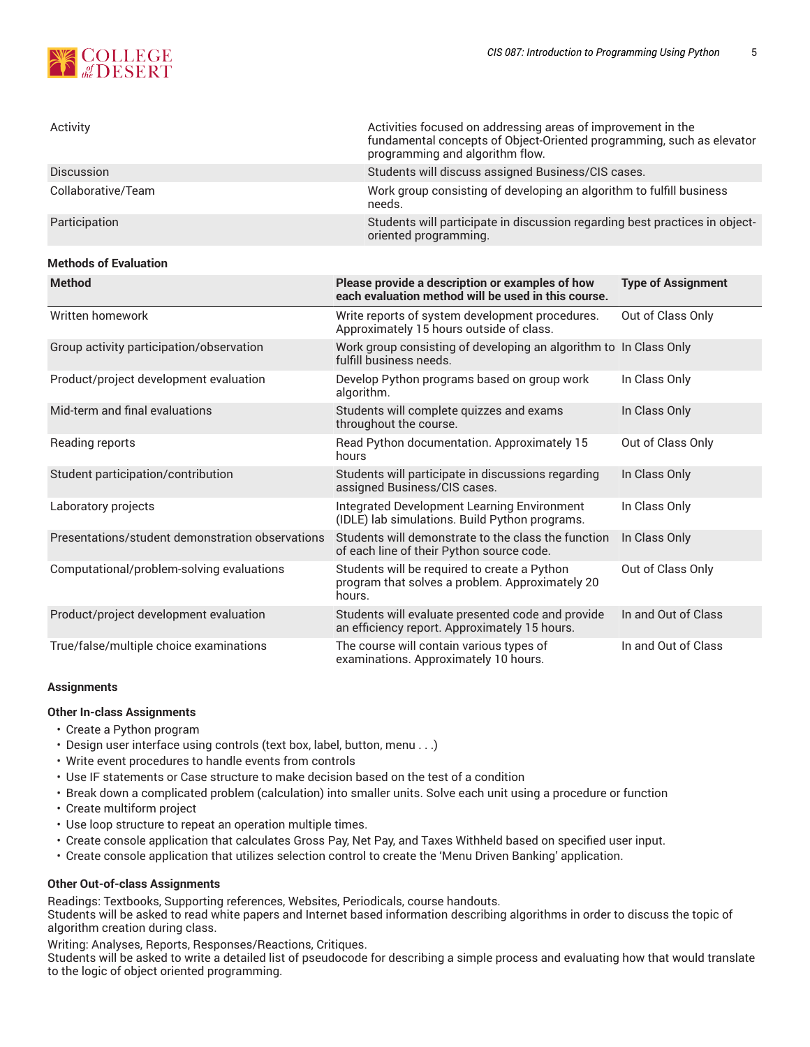| | |
|---|---|
| Activity | Activities focused on addressing areas of improvement in the fundamental concepts of Object-Oriented programming, such as elevator programming and algorithm flow. |
| Discussion | Students will discuss assigned Business/CIS cases. |
| Collaborative/Team | Work group consisting of developing an algorithm to fulfill business needs. |
| Participation | Students will participate in discussion regarding best practices in object-oriented programming. |

### Methods of Evaluation

| Method | Please provide a description or examples of how each evaluation method will be used in this course. | Type of Assignment |
|---|---|---|
| Written homework | Write reports of system development procedures. Approximately 15 hours outside of class. | Out of Class Only |
| Group activity participation/observation | Work group consisting of developing an algorithm to fulfill business needs. | In Class Only |
| Product/project development evaluation | Develop Python programs based on group work algorithm. | In Class Only |
| Mid-term and final evaluations | Students will complete quizzes and exams throughout the course. | In Class Only |
| Reading reports | Read Python documentation. Approximately 15 hours | Out of Class Only |
| Student participation/contribution | Students will participate in discussions regarding assigned Business/CIS cases. | In Class Only |
| Laboratory projects | Integrated Development Learning Environment (IDLE) lab simulations. Build Python programs. | In Class Only |
| Presentations/student demonstration observations | Students will demonstrate to the class the function of each line of their Python source code. | In Class Only |
| Computational/problem-solving evaluations | Students will be required to create a Python program that solves a problem. Approximately 20 hours. | Out of Class Only |
| Product/project development evaluation | Students will evaluate presented code and provide an efficiency report. Approximately 15 hours. | In and Out of Class |
| True/false/multiple choice examinations | The course will contain various types of examinations. Approximately 10 hours. | In and Out of Class |

### Assignments

#### Other In-class Assignments

- Create a Python program
- Design user interface using controls (text box, label, button, menu . . .)
- Write event procedures to handle events from controls
- Use IF statements or Case structure to make decision based on the test of a condition
- Break down a complicated problem (calculation) into smaller units. Solve each unit using a procedure or function
- Create multiform project
- Use loop structure to repeat an operation multiple times.
- Create console application that calculates Gross Pay, Net Pay, and Taxes Withheld based on specified user input.
- Create console application that utilizes selection control to create the 'Menu Driven Banking' application.

#### Other Out-of-class Assignments

Readings: Textbooks, Supporting references, Websites, Periodicals, course handouts.
Students will be asked to read white papers and Internet based information describing algorithms in order to discuss the topic of algorithm creation during class.

Writing: Analyses, Reports, Responses/Reactions, Critiques.
Students will be asked to write a detailed list of pseudocode for describing a simple process and evaluating how that would translate to the logic of object oriented programming.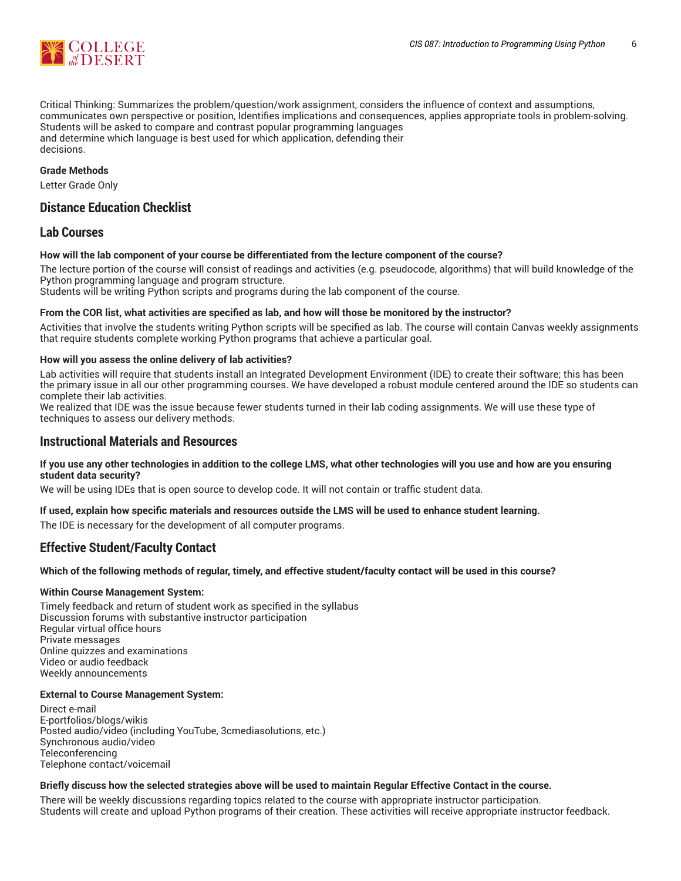Critical Thinking: Summarizes the problem/question/work assignment, considers the influence of context and assumptions, communicates own perspective or position, Identifies implications and consequences, applies appropriate tools in problem-solving. Students will be asked to compare and contrast popular programming languages and determine which language is best used for which application, defending their decisions.

**Grade Methods**

Letter Grade Only

## Distance Education Checklist

## Lab Courses

**How will the lab component of your course be differentiated from the lecture component of the course?**

The lecture portion of the course will consist of readings and activities (e.g. pseudocode, algorithms) that will build knowledge of the Python programming language and program structure.
Students will be writing Python scripts and programs during the lab component of the course.

**From the COR list, what activities are specified as lab, and how will those be monitored by the instructor?**

Activities that involve the students writing Python scripts will be specified as lab. The course will contain Canvas weekly assignments that require students complete working Python programs that achieve a particular goal.

**How will you assess the online delivery of lab activities?**

Lab activities will require that students install an Integrated Development Environment (IDE) to create their software; this has been the primary issue in all our other programming courses. We have developed a robust module centered around the IDE so students can complete their lab activities.
We realized that IDE was the issue because fewer students turned in their lab coding assignments. We will use these type of techniques to assess our delivery methods.

## Instructional Materials and Resources

**If you use any other technologies in addition to the college LMS, what other technologies will you use and how are you ensuring student data security?**

We will be using IDEs that is open source to develop code. It will not contain or traffic student data.

**If used, explain how specific materials and resources outside the LMS will be used to enhance student learning.**

The IDE is necessary for the development of all computer programs.

## Effective Student/Faculty Contact

**Which of the following methods of regular, timely, and effective student/faculty contact will be used in this course?**

**Within Course Management System:**

Timely feedback and return of student work as specified in the syllabus
Discussion forums with substantive instructor participation
Regular virtual office hours
Private messages
Online quizzes and examinations
Video or audio feedback
Weekly announcements

**External to Course Management System:**

Direct e-mail
E-portfolios/blogs/wikis
Posted audio/video (including YouTube, 3cmediasolutions, etc.)
Synchronous audio/video
Teleconferencing
Telephone contact/voicemail

**Briefly discuss how the selected strategies above will be used to maintain Regular Effective Contact in the course.**

There will be weekly discussions regarding topics related to the course with appropriate instructor participation.
Students will create and upload Python programs of their creation. These activities will receive appropriate instructor feedback.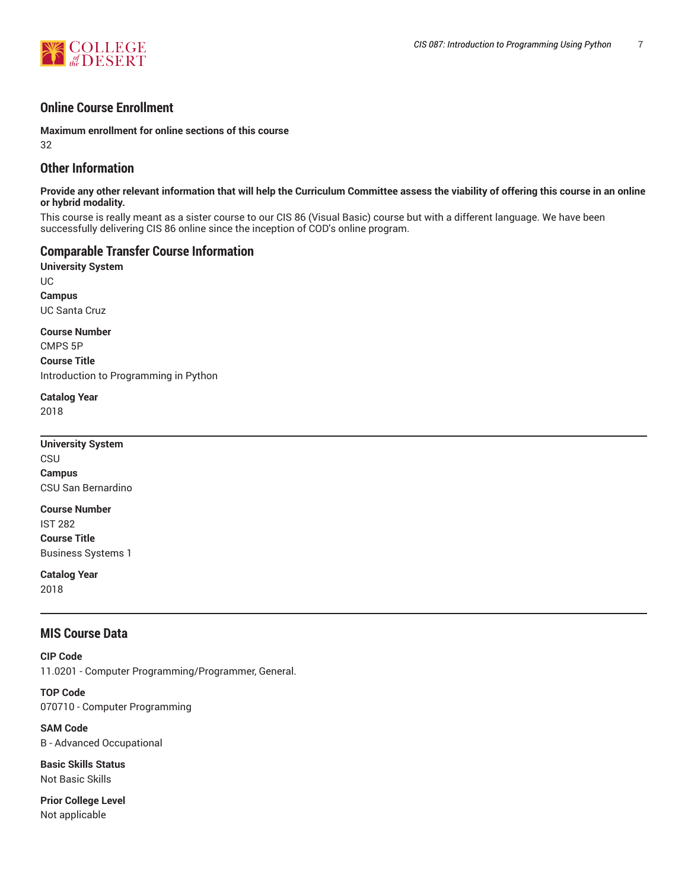## Online Course Enrollment

**Maximum enrollment for online sections of this course**

32

## Other Information

**Provide any other relevant information that will help the Curriculum Committee assess the viability of offering this course in an online or hybrid modality.**

This course is really meant as a sister course to our CIS 86 (Visual Basic) course but with a different language. We have been successfully delivering CIS 86 online since the inception of COD's online program.

## Comparable Transfer Course Information

**University System**

UC

**Campus**

UC Santa Cruz

**Course Number**

CMPS 5P

**Course Title**

Introduction to Programming in Python

**Catalog Year**

2018

---

**University System**

CSU

**Campus**

CSU San Bernardino

**Course Number**

IST 282

**Course Title**

Business Systems 1

**Catalog Year**

2018

---

## MIS Course Data

**CIP Code**

11.0201 - Computer Programming/Programmer, General.

**TOP Code**

070710 - Computer Programming

**SAM Code**

B - Advanced Occupational

**Basic Skills Status**

Not Basic Skills

**Prior College Level**

Not applicable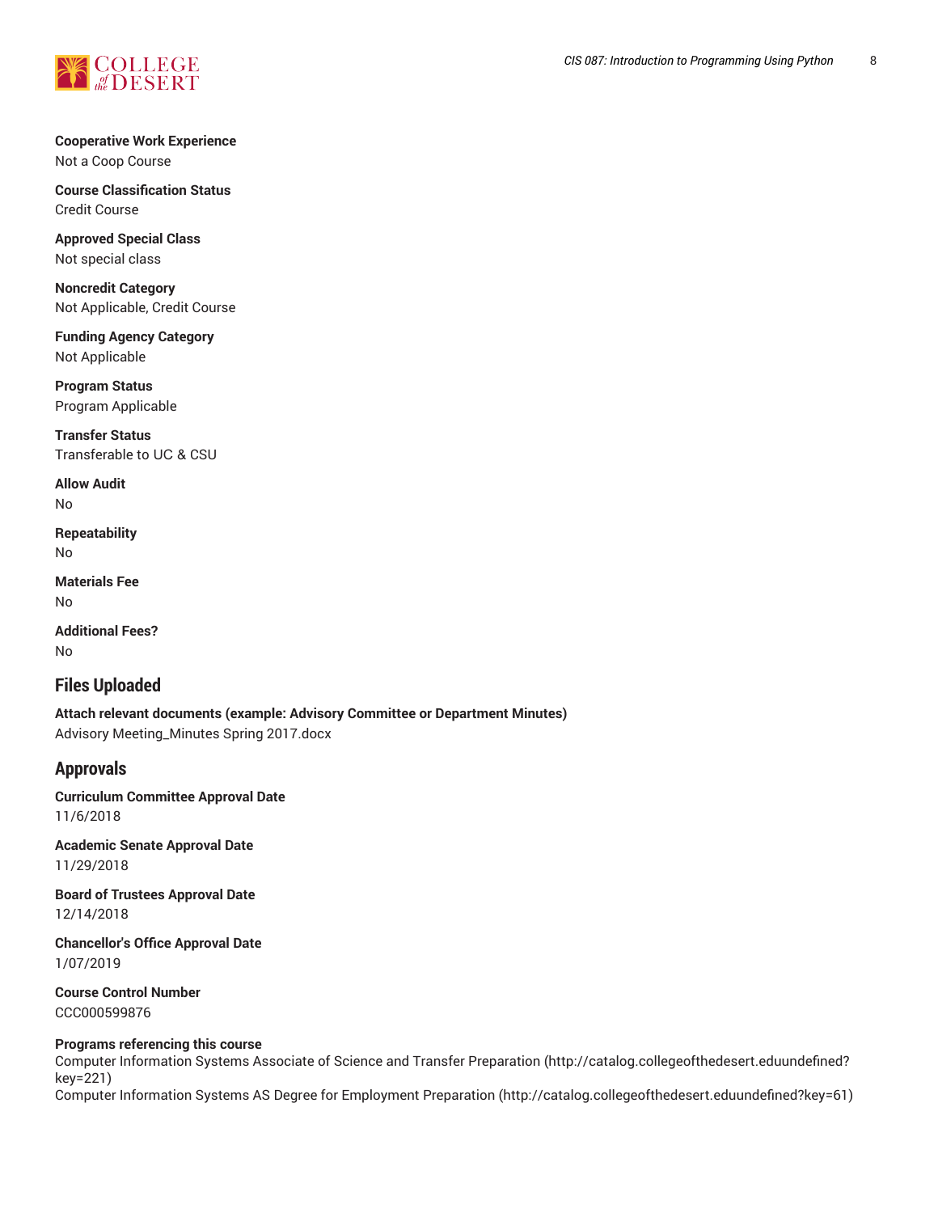**Cooperative Work Experience**
Not a Coop Course

**Course Classification Status**
Credit Course

**Approved Special Class**
Not special class

**Noncredit Category**
Not Applicable, Credit Course

**Funding Agency Category**
Not Applicable

**Program Status**
Program Applicable

**Transfer Status**
Transferable to UC & CSU

**Allow Audit**
No

**Repeatability**
No

**Materials Fee**
No

**Additional Fees?**
No

## Files Uploaded

**Attach relevant documents (example: Advisory Committee or Department Minutes)**
Advisory Meeting_Minutes Spring 2017.docx

## Approvals

**Curriculum Committee Approval Date**
11/6/2018

**Academic Senate Approval Date**
11/29/2018

**Board of Trustees Approval Date**
12/14/2018

**Chancellor's Office Approval Date**
1/07/2019

**Course Control Number**
CCC000599876

**Programs referencing this course**
Computer Information Systems Associate of Science and Transfer Preparation (http://catalog.collegeofthedesert.eduundefined?key=221)
Computer Information Systems AS Degree for Employment Preparation (http://catalog.collegeofthedesert.eduundefined?key=61)